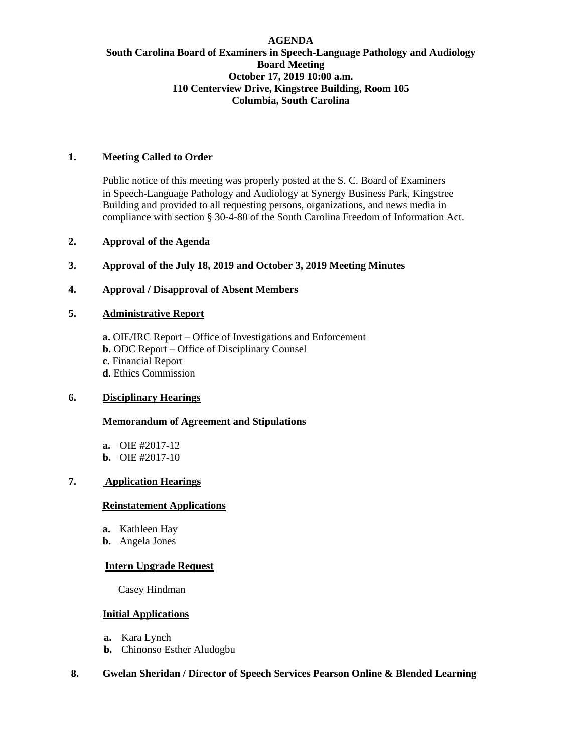**AGENDA**
**South Carolina Board of Examiners in Speech-Language Pathology and Audiology**
**Board Meeting**
**October 17, 2019 10:00 a.m.**
**110 Centerview Drive, Kingstree Building, Room 105**
**Columbia, South Carolina**

**1. Meeting Called to Order**

Public notice of this meeting was properly posted at the S. C. Board of Examiners in Speech-Language Pathology and Audiology at Synergy Business Park, Kingstree Building and provided to all requesting persons, organizations, and news media in compliance with section § 30-4-80 of the South Carolina Freedom of Information Act.

**2. Approval of the Agenda**

**3. Approval of the July 18, 2019 and October 3, 2019 Meeting Minutes**

**4. Approval / Disapproval of Absent Members**

**5. Administrative Report**

**a.** OIE/IRC Report – Office of Investigations and Enforcement
**b.** ODC Report – Office of Disciplinary Counsel
**c.** Financial Report
**d**. Ethics Commission

**6. Disciplinary Hearings**

**Memorandum of Agreement and Stipulations**

**a.** OIE #2017-12
**b.** OIE #2017-10

**7. Application Hearings**

**Reinstatement Applications**

**a.** Kathleen Hay
**b.** Angela Jones

**Intern Upgrade Request**

Casey Hindman

**Initial Applications**

**a.** Kara Lynch
**b.** Chinonso Esther Aludogbu

**8. Gwelan Sheridan / Director of Speech Services Pearson Online & Blended Learning**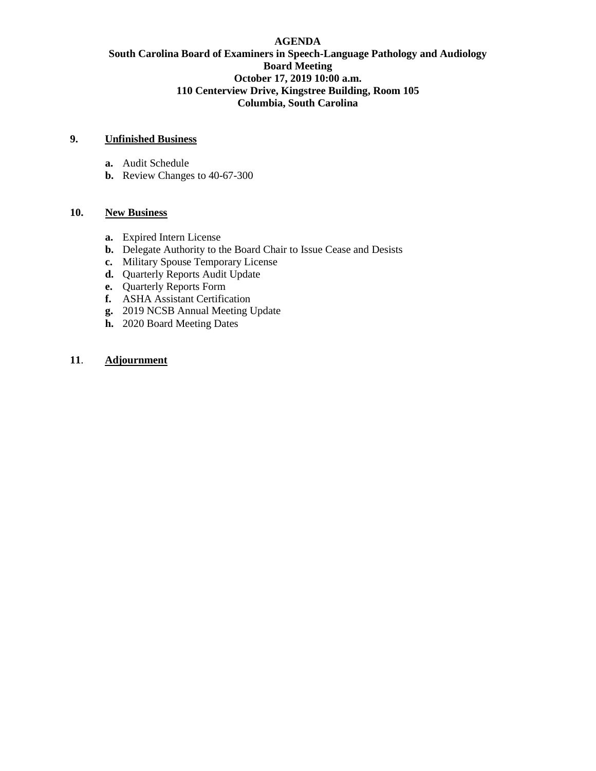**AGENDA**
**South Carolina Board of Examiners in Speech-Language Pathology and Audiology**
**Board Meeting**
**October 17, 2019 10:00 a.m.**
**110 Centerview Drive, Kingstree Building, Room 105**
**Columbia, South Carolina**

## 9. Unfinished Business

- **a.** Audit Schedule
- **b.** Review Changes to 40-67-300

## 10. New Business

- **a.** Expired Intern License
- **b.** Delegate Authority to the Board Chair to Issue Cease and Desists
- **c.** Military Spouse Temporary License
- **d.** Quarterly Reports Audit Update
- **e.** Quarterly Reports Form
- **f.** ASHA Assistant Certification
- **g.** 2019 NCSB Annual Meeting Update
- **h.** 2020 Board Meeting Dates

## 11. Adjournment